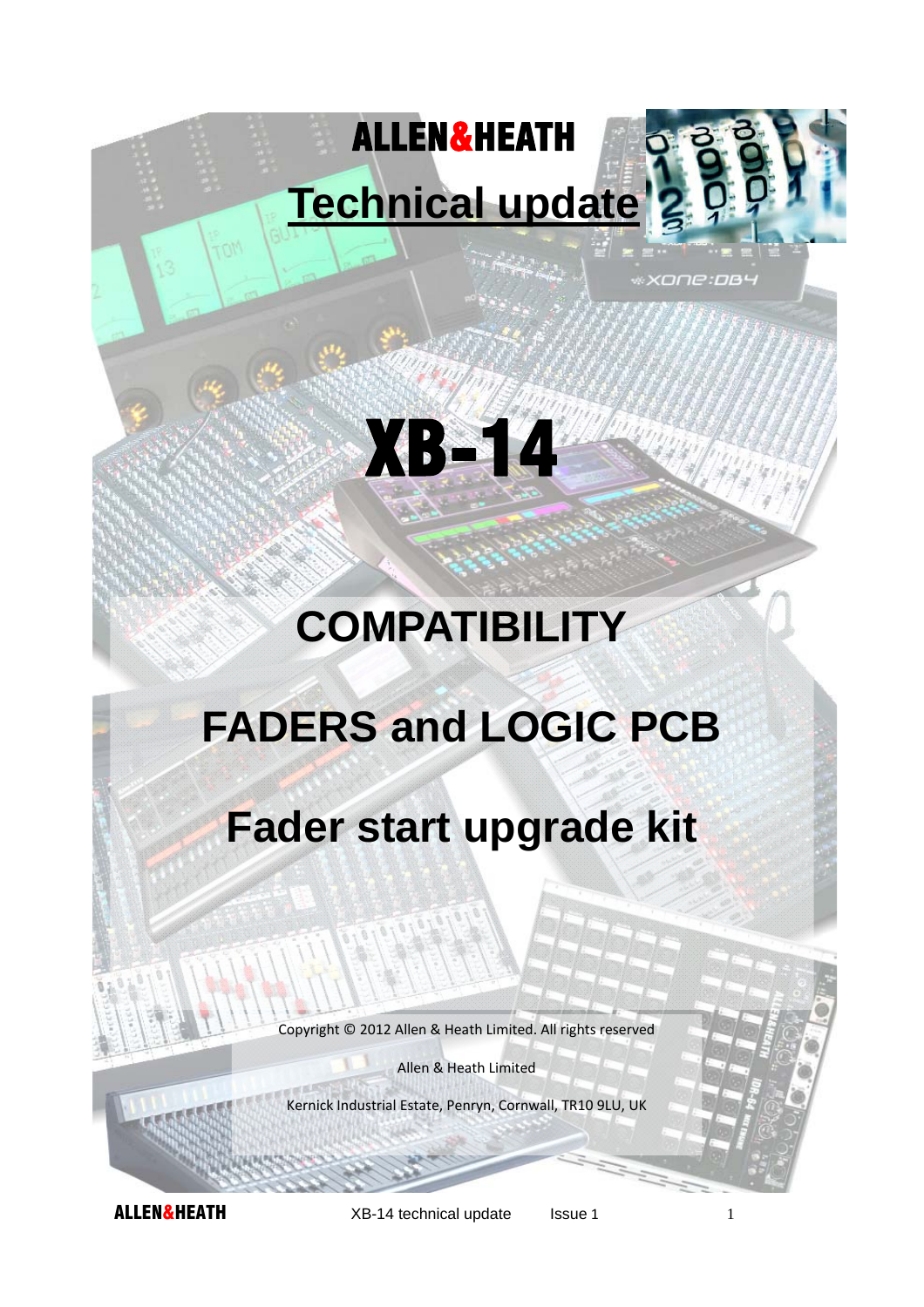ALLEN&HEATH

# Technical update

# XB-14

## COMPATIBILITY

## FADERS and LOGIC PCB

## Fader start upgrade kit

Copyright © 2012 Allen & Heath Limited. All rights reserved

Allen & Heath Limited

Kernick Industrial Estate, Penryn, Cornwall, TR10 9LU, UK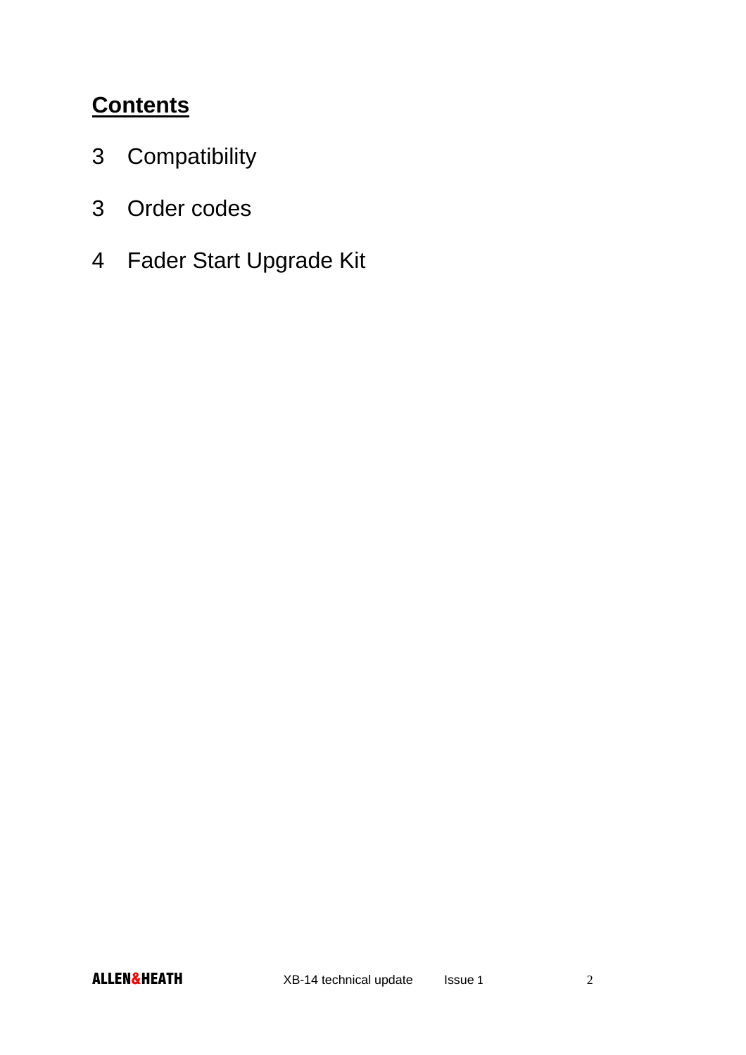## Contents

3 Compatibility

3 Order codes

4 Fader Start Upgrade Kit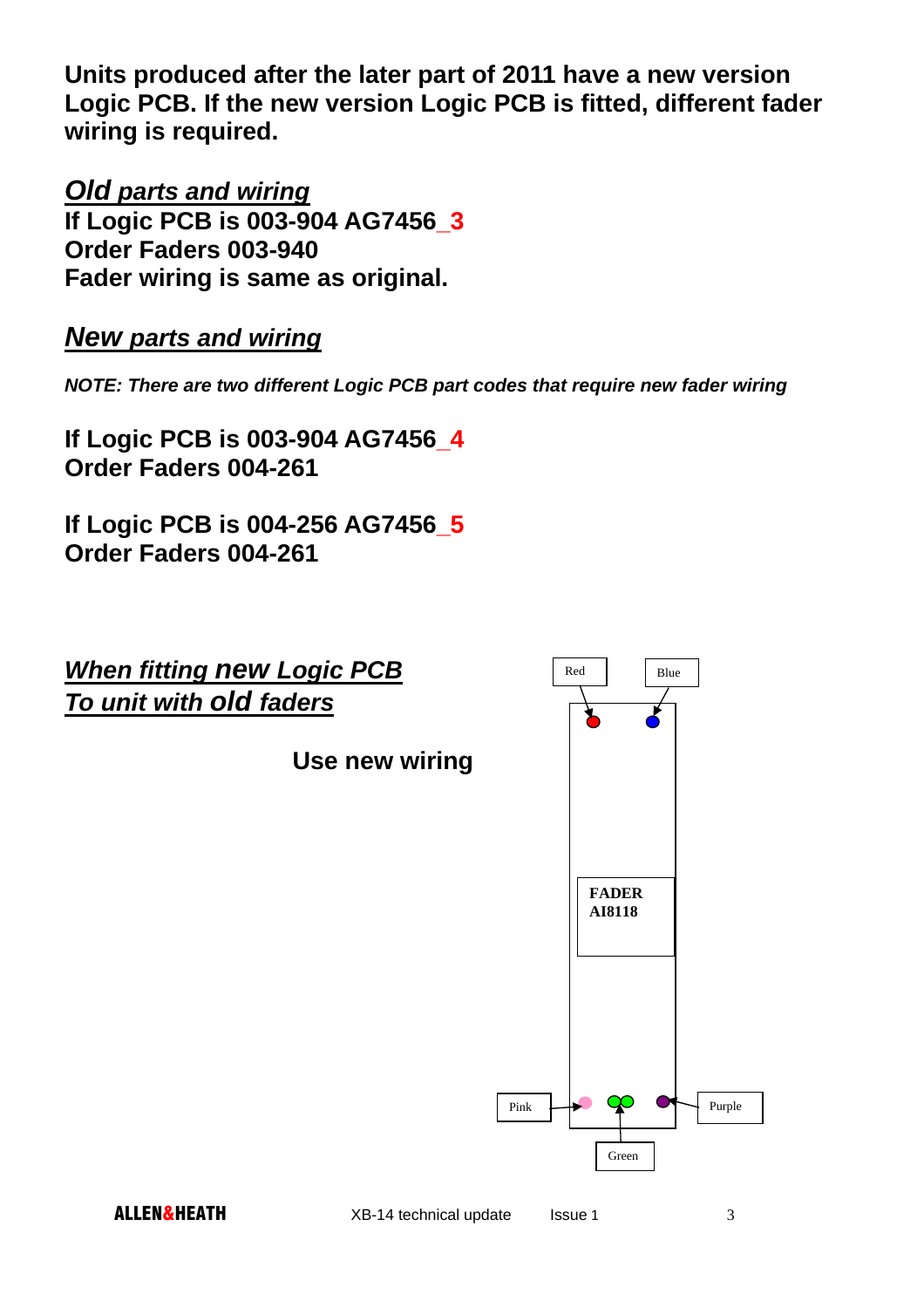**Units produced after the later part of 2011 have a new version Logic PCB. If the new version Logic PCB is fitted, different fader wiring is required.**

## ***Old parts and wiring***

**If Logic PCB is 003-904 AG7456_3**
**Order Faders 003-940**
**Fader wiring is same as original.**

## ***New parts and wiring***

***NOTE: There are two different Logic PCB part codes that require new fader wiring***

**If Logic PCB is 003-904 AG7456_4**
**Order Faders 004-261**

**If Logic PCB is 004-256 AG7456_5**
**Order Faders 004-261**

## ***When fitting new Logic PCB***
## ***To unit with old faders***

**Use new wiring**

Red

Blue

FADER
AI8118

Pink

Purple

Green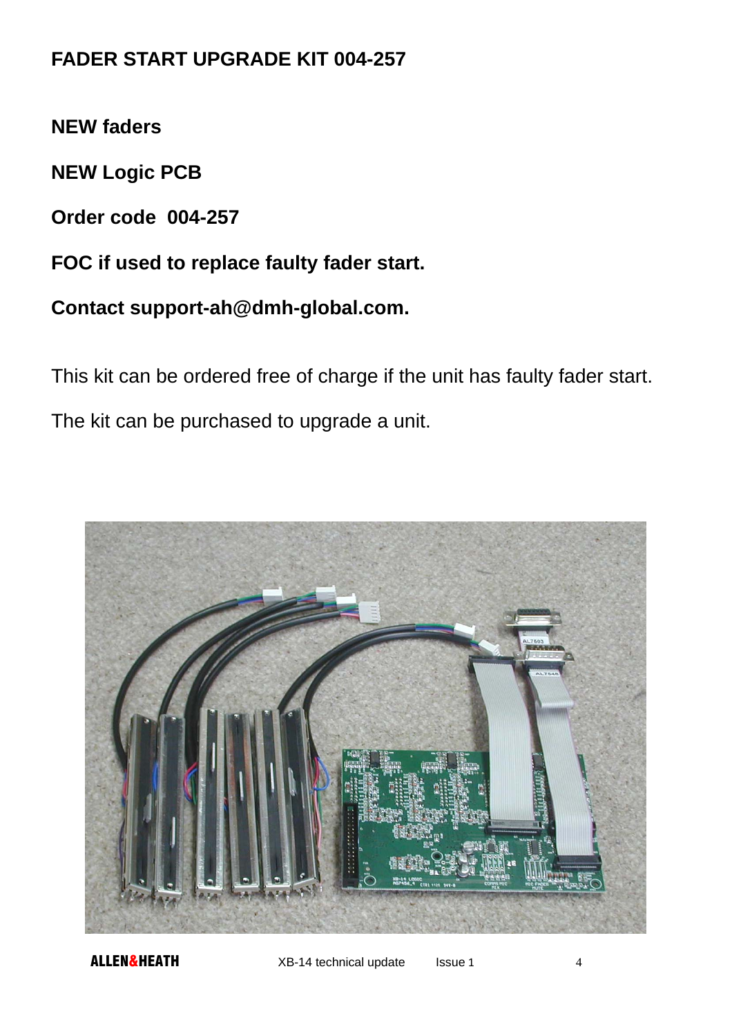# FADER START UPGRADE KIT 004-257

**NEW faders**

**NEW Logic PCB**

**Order code 004-257**

**FOC if used to replace faulty fader start.**

**Contact support-ah@dmh-global.com.**

This kit can be ordered free of charge if the unit has faulty fader start.

The kit can be purchased to upgrade a unit.